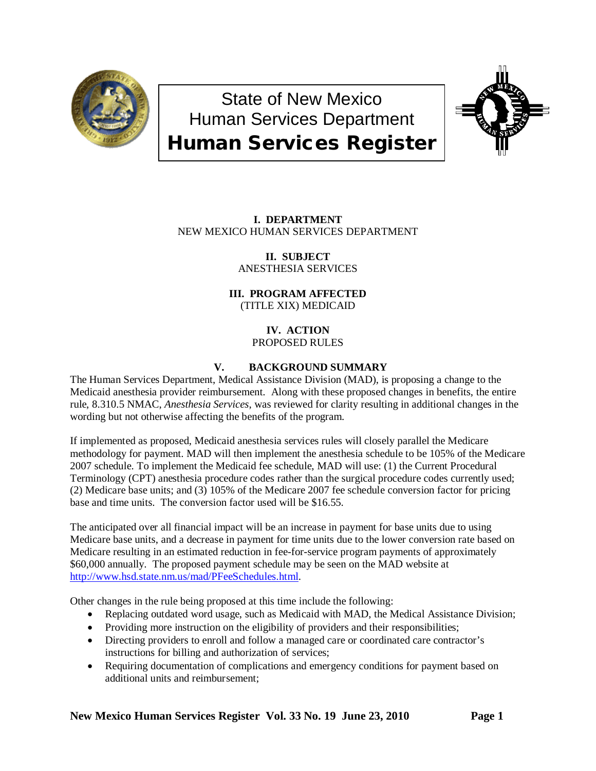# State of New Mexico
# Human Services Department
# Human Services Register

**I. DEPARTMENT**
NEW MEXICO HUMAN SERVICES DEPARTMENT

**II. SUBJECT**
ANESTHESIA SERVICES

**III. PROGRAM AFFECTED**
(TITLE XIX) MEDICAID

**IV. ACTION**
PROPOSED RULES

**V. BACKGROUND SUMMARY**

The Human Services Department, Medical Assistance Division (MAD), is proposing a change to the Medicaid anesthesia provider reimbursement. Along with these proposed changes in benefits, the entire rule, 8.310.5 NMAC, *Anesthesia Services*, was reviewed for clarity resulting in additional changes in the wording but not otherwise affecting the benefits of the program.

If implemented as proposed, Medicaid anesthesia services rules will closely parallel the Medicare methodology for payment. MAD will then implement the anesthesia schedule to be 105% of the Medicare 2007 schedule. To implement the Medicaid fee schedule, MAD will use: (1) the Current Procedural Terminology (CPT) anesthesia procedure codes rather than the surgical procedure codes currently used; (2) Medicare base units; and (3) 105% of the Medicare 2007 fee schedule conversion factor for pricing base and time units. The conversion factor used will be $16.55.

The anticipated over all financial impact will be an increase in payment for base units due to using Medicare base units, and a decrease in payment for time units due to the lower conversion rate based on Medicare resulting in an estimated reduction in fee-for-service program payments of approximately $60,000 annually. The proposed payment schedule may be seen on the MAD website at http://www.hsd.state.nm.us/mad/PFeeSchedules.html.

Other changes in the rule being proposed at this time include the following:

- Replacing outdated word usage, such as Medicaid with MAD, the Medical Assistance Division;
- Providing more instruction on the eligibility of providers and their responsibilities;
- Directing providers to enroll and follow a managed care or coordinated care contractor's instructions for billing and authorization of services;
- Requiring documentation of complications and emergency conditions for payment based on additional units and reimbursement;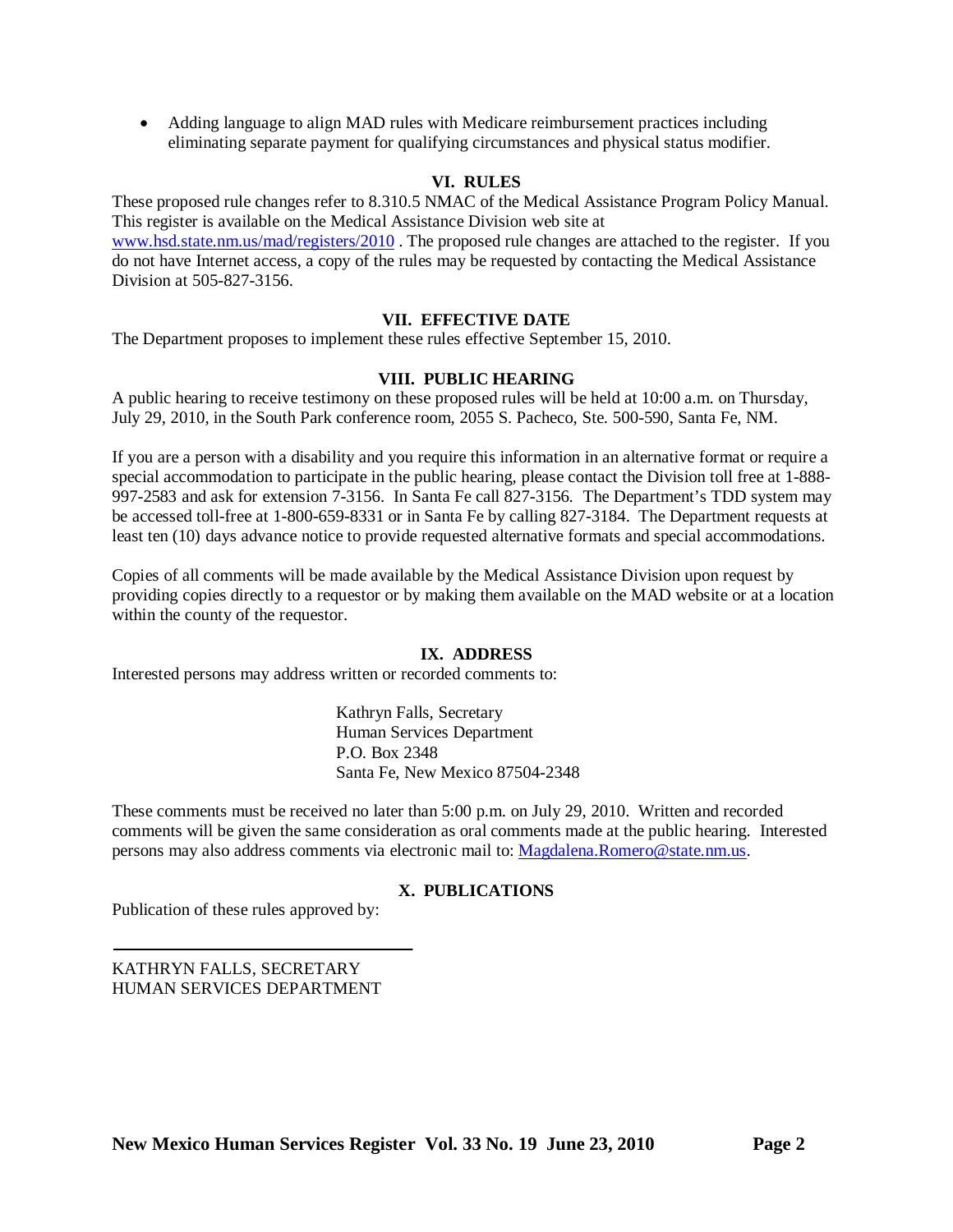- Adding language to align MAD rules with Medicare reimbursement practices including eliminating separate payment for qualifying circumstances and physical status modifier.

## VI. RULES

These proposed rule changes refer to 8.310.5 NMAC of the Medical Assistance Program Policy Manual. This register is available on the Medical Assistance Division web site at www.hsd.state.nm.us/mad/registers/2010 . The proposed rule changes are attached to the register. If you do not have Internet access, a copy of the rules may be requested by contacting the Medical Assistance Division at 505-827-3156.

## VII. EFFECTIVE DATE

The Department proposes to implement these rules effective September 15, 2010.

## VIII. PUBLIC HEARING

A public hearing to receive testimony on these proposed rules will be held at 10:00 a.m. on Thursday, July 29, 2010, in the South Park conference room, 2055 S. Pacheco, Ste. 500-590, Santa Fe, NM.

If you are a person with a disability and you require this information in an alternative format or require a special accommodation to participate in the public hearing, please contact the Division toll free at 1-888-997-2583 and ask for extension 7-3156. In Santa Fe call 827-3156. The Department's TDD system may be accessed toll-free at 1-800-659-8331 or in Santa Fe by calling 827-3184. The Department requests at least ten (10) days advance notice to provide requested alternative formats and special accommodations.

Copies of all comments will be made available by the Medical Assistance Division upon request by providing copies directly to a requestor or by making them available on the MAD website or at a location within the county of the requestor.

## IX. ADDRESS

Interested persons may address written or recorded comments to:

Kathryn Falls, Secretary  
Human Services Department  
P.O. Box 2348  
Santa Fe, New Mexico 87504-2348

These comments must be received no later than 5:00 p.m. on July 29, 2010. Written and recorded comments will be given the same consideration as oral comments made at the public hearing. Interested persons may also address comments via electronic mail to: Magdalena.Romero@state.nm.us.

## X. PUBLICATIONS

Publication of these rules approved by:

\_\_\_\_\_\_\_\_\_\_\_\_\_\_\_\_\_\_\_\_\_\_\_\_\_\_\_\_\_\_\_\_

KATHRYN FALLS, SECRETARY  
HUMAN SERVICES DEPARTMENT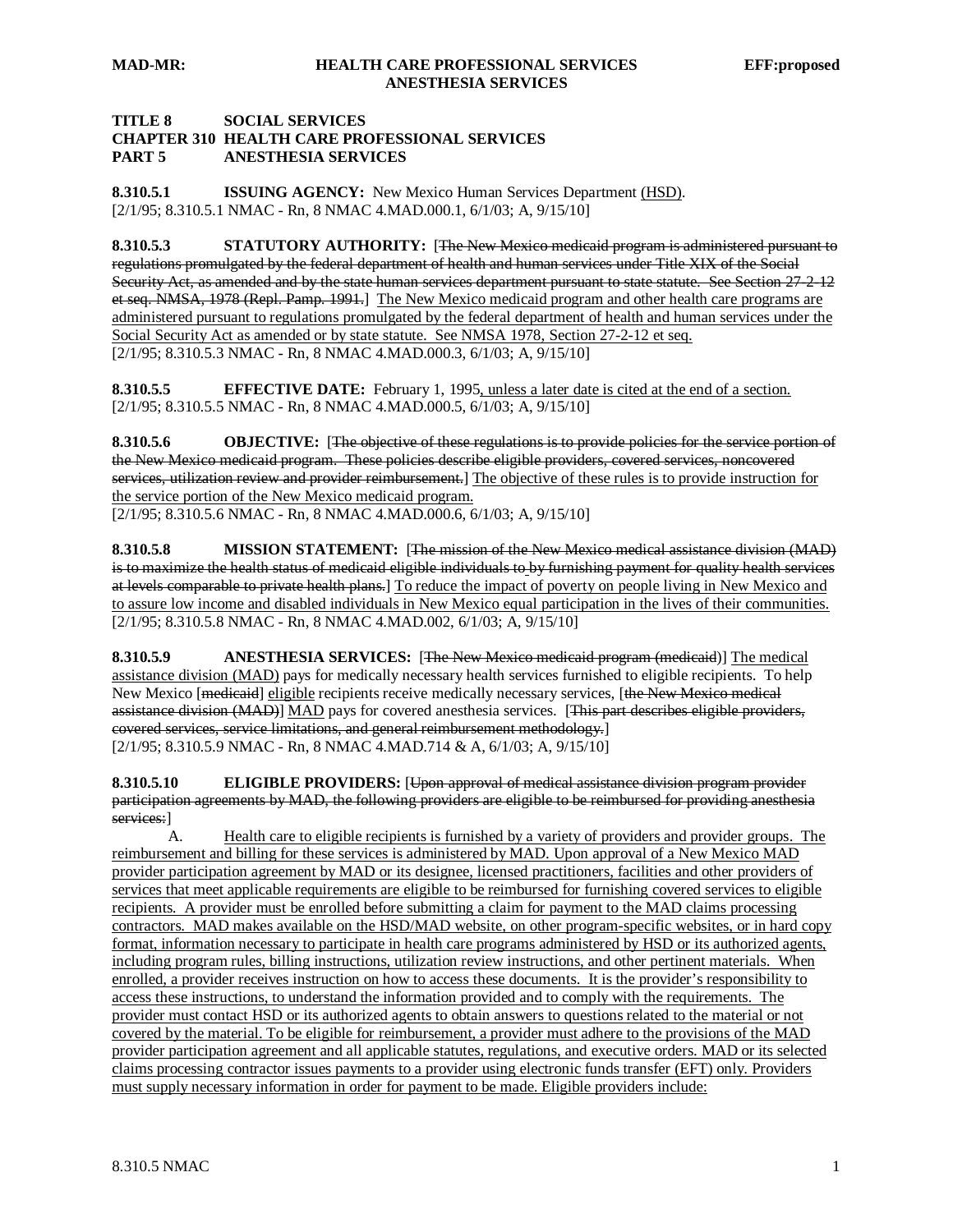**TITLE 8 SOCIAL SERVICES**
**CHAPTER 310 HEALTH CARE PROFESSIONAL SERVICES**
**PART 5 ANESTHESIA SERVICES**

**8.310.5.1 ISSUING AGENCY:** New Mexico Human Services Department <u>(HSD)</u>.
[2/1/95; 8.310.5.1 NMAC - Rn, 8 NMAC 4.MAD.000.1, 6/1/03; A, 9/15/10]

**8.310.5.3 STATUTORY AUTHORITY:** [~~The New Mexico medicaid program is administered pursuant to regulations promulgated by the federal department of health and human services under Title XIX of the Social Security Act, as amended and by the state human services department pursuant to state statute. See Section 27-2-12 et seq. NMSA, 1978 (Repl. Pamp. 1991.~~] <u>The New Mexico medicaid program and other health care programs are administered pursuant to regulations promulgated by the federal department of health and human services under the Social Security Act as amended or by state statute. See NMSA 1978, Section 27-2-12 et seq.</u>
[2/1/95; 8.310.5.3 NMAC - Rn, 8 NMAC 4.MAD.000.3, 6/1/03; A, 9/15/10]

**8.310.5.5 EFFECTIVE DATE:** February 1, 1995<u>, unless a later date is cited at the end of a section.</u>
[2/1/95; 8.310.5.5 NMAC - Rn, 8 NMAC 4.MAD.000.5, 6/1/03; A, 9/15/10]

**8.310.5.6 OBJECTIVE:** [~~The objective of these regulations is to provide policies for the service portion of the New Mexico medicaid program. These policies describe eligible providers, covered services, noncovered services, utilization review and provider reimbursement.~~] <u>The objective of these rules is to provide instruction for the service portion of the New Mexico medicaid program.</u>
[2/1/95; 8.310.5.6 NMAC - Rn, 8 NMAC 4.MAD.000.6, 6/1/03; A, 9/15/10]

**8.310.5.8 MISSION STATEMENT:** [~~The mission of the New Mexico medical assistance division (MAD) is to maximize the health status of medicaid eligible individuals to by furnishing payment for quality health services at levels comparable to private health plans.~~] <u>To reduce the impact of poverty on people living in New Mexico and to assure low income and disabled individuals in New Mexico equal participation in the lives of their communities.</u>
[2/1/95; 8.310.5.8 NMAC - Rn, 8 NMAC 4.MAD.002, 6/1/03; A, 9/15/10]

**8.310.5.9 ANESTHESIA SERVICES:** [~~The New Mexico medicaid program (medicaid~~)] <u>The medical assistance division (MAD)</u> pays for medically necessary health services furnished to eligible recipients. To help New Mexico [~~medicaid~~] <u>eligible</u> recipients receive medically necessary services, [~~the New Mexico medical assistance division (MAD)~~] <u>MAD</u> pays for covered anesthesia services. [~~This part describes eligible providers, covered services, service limitations, and general reimbursement methodology.~~]
[2/1/95; 8.310.5.9 NMAC - Rn, 8 NMAC 4.MAD.714 & A, 6/1/03; A, 9/15/10]

**8.310.5.10 ELIGIBLE PROVIDERS:** [~~Upon approval of medical assistance division program provider participation agreements by MAD, the following providers are eligible to be reimbursed for providing anesthesia services:~~]

A. <u>Health care to eligible recipients is furnished by a variety of providers and provider groups. The reimbursement and billing for these services is administered by MAD. Upon approval of a New Mexico MAD provider participation agreement by MAD or its designee, licensed practitioners, facilities and other providers of services that meet applicable requirements are eligible to be reimbursed for furnishing covered services to eligible recipients. A provider must be enrolled before submitting a claim for payment to the MAD claims processing contractors. MAD makes available on the HSD/MAD website, on other program-specific websites, or in hard copy format, information necessary to participate in health care programs administered by HSD or its authorized agents, including program rules, billing instructions, utilization review instructions, and other pertinent materials. When enrolled, a provider receives instruction on how to access these documents. It is the provider's responsibility to access these instructions, to understand the information provided and to comply with the requirements. The provider must contact HSD or its authorized agents to obtain answers to questions related to the material or not covered by the material. To be eligible for reimbursement, a provider must adhere to the provisions of the MAD provider participation agreement and all applicable statutes, regulations, and executive orders. MAD or its selected claims processing contractor issues payments to a provider using electronic funds transfer (EFT) only. Providers must supply necessary information in order for payment to be made. Eligible providers include:</u>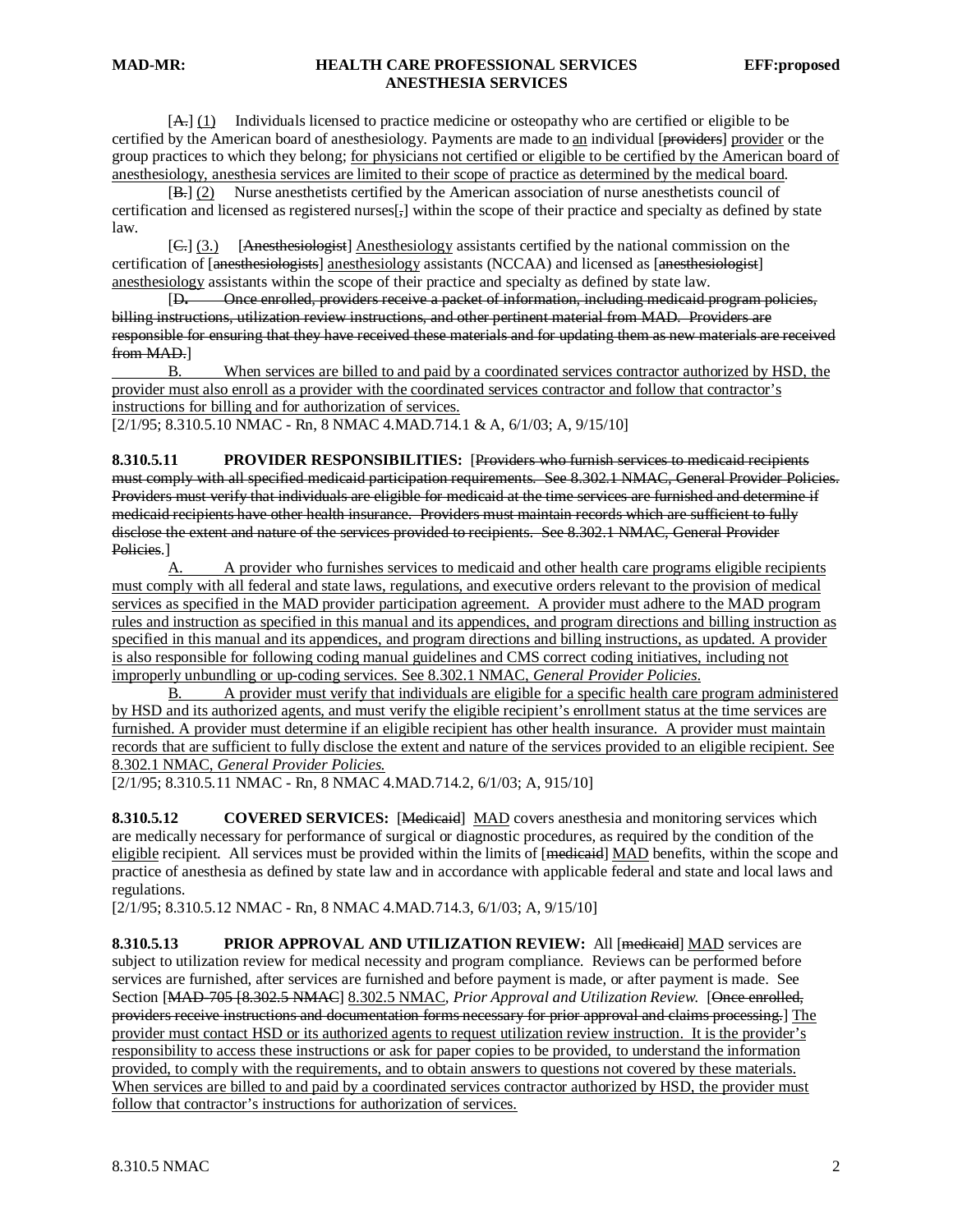[A.] (1) Individuals licensed to practice medicine or osteopathy who are certified or eligible to be certified by the American board of anesthesiology. Payments are made to an individual [providers] provider or the group practices to which they belong; for physicians not certified or eligible to be certified by the American board of anesthesiology, anesthesia services are limited to their scope of practice as determined by the medical board.

[B.] (2) Nurse anesthetists certified by the American association of nurse anesthetists council of certification and licensed as registered nurses[,] within the scope of their practice and specialty as defined by state law.

[C.] (3.) [Anesthesiologist] Anesthesiology assistants certified by the national commission on the certification of [anesthesiologists] anesthesiology assistants (NCCAA) and licensed as [anesthesiologist] anesthesiology assistants within the scope of their practice and specialty as defined by state law.

[D. Once enrolled, providers receive a packet of information, including medicaid program policies, billing instructions, utilization review instructions, and other pertinent material from MAD. Providers are responsible for ensuring that they have received these materials and for updating them as new materials are received from MAD.]

B. When services are billed to and paid by a coordinated services contractor authorized by HSD, the provider must also enroll as a provider with the coordinated services contractor and follow that contractor's instructions for billing and for authorization of services.

[2/1/95; 8.310.5.10 NMAC - Rn, 8 NMAC 4.MAD.714.1 & A, 6/1/03; A, 9/15/10]

**8.310.5.11 PROVIDER RESPONSIBILITIES:** [Providers who furnish services to medicaid recipients must comply with all specified medicaid participation requirements. See 8.302.1 NMAC, General Provider Policies. Providers must verify that individuals are eligible for medicaid at the time services are furnished and determine if medicaid recipients have other health insurance. Providers must maintain records which are sufficient to fully disclose the extent and nature of the services provided to recipients. See 8.302.1 NMAC, General Provider Policies.]

A. A provider who furnishes services to medicaid and other health care programs eligible recipients must comply with all federal and state laws, regulations, and executive orders relevant to the provision of medical services as specified in the MAD provider participation agreement. A provider must adhere to the MAD program rules and instruction as specified in this manual and its appendices, and program directions and billing instruction as specified in this manual and its appendices, and program directions and billing instructions, as updated. A provider is also responsible for following coding manual guidelines and CMS correct coding initiatives, including not improperly unbundling or up-coding services. See 8.302.1 NMAC, *General Provider Policies*.

B. A provider must verify that individuals are eligible for a specific health care program administered by HSD and its authorized agents, and must verify the eligible recipient's enrollment status at the time services are furnished. A provider must determine if an eligible recipient has other health insurance. A provider must maintain records that are sufficient to fully disclose the extent and nature of the services provided to an eligible recipient. See 8.302.1 NMAC, *General Provider Policies.*

[2/1/95; 8.310.5.11 NMAC - Rn, 8 NMAC 4.MAD.714.2, 6/1/03; A, 915/10]

**8.310.5.12 COVERED SERVICES:** [Medicaid] MAD covers anesthesia and monitoring services which are medically necessary for performance of surgical or diagnostic procedures, as required by the condition of the eligible recipient. All services must be provided within the limits of [medicaid] MAD benefits, within the scope and practice of anesthesia as defined by state law and in accordance with applicable federal and state and local laws and regulations.

[2/1/95; 8.310.5.12 NMAC - Rn, 8 NMAC 4.MAD.714.3, 6/1/03; A, 9/15/10]

**8.310.5.13 PRIOR APPROVAL AND UTILIZATION REVIEW:** All [medicaid] MAD services are subject to utilization review for medical necessity and program compliance. Reviews can be performed before services are furnished, after services are furnished and before payment is made, or after payment is made. See Section [MAD-705 [8.302.5 NMAC] 8.302.5 NMAC, *Prior Approval and Utilization Review*. [Once enrolled, providers receive instructions and documentation forms necessary for prior approval and claims processing.] The provider must contact HSD or its authorized agents to request utilization review instruction. It is the provider's responsibility to access these instructions or ask for paper copies to be provided, to understand the information provided, to comply with the requirements, and to obtain answers to questions not covered by these materials. When services are billed to and paid by a coordinated services contractor authorized by HSD, the provider must follow that contractor's instructions for authorization of services.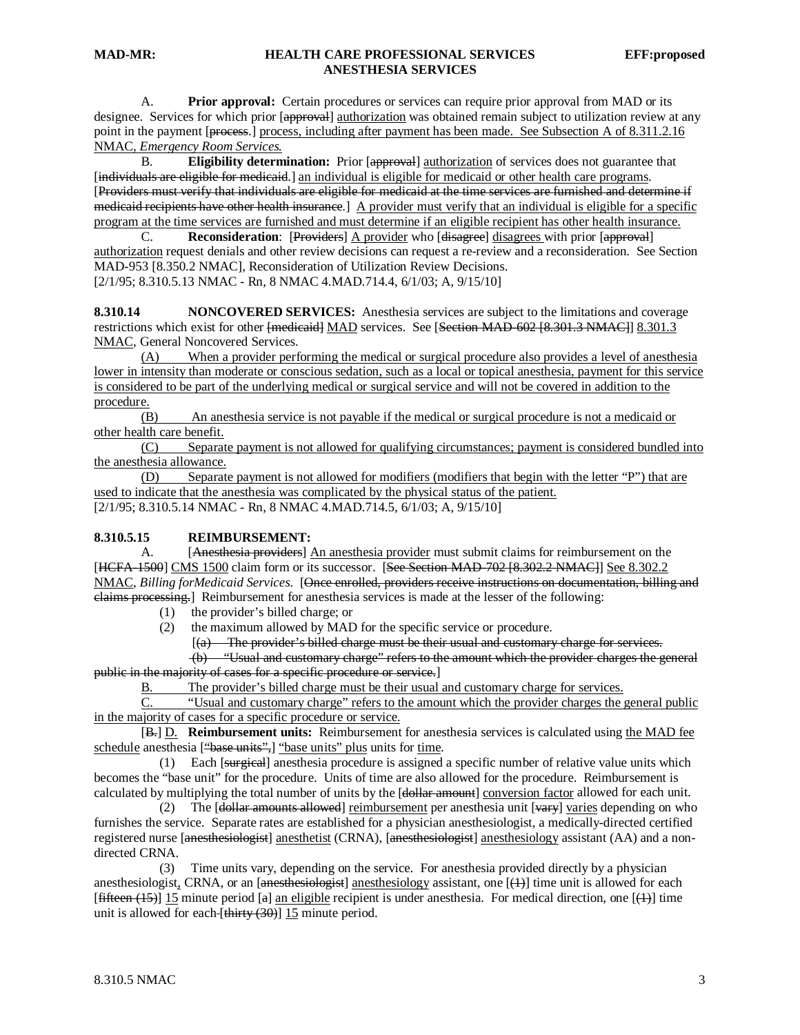A. **Prior approval:** Certain procedures or services can require prior approval from MAD or its designee. Services for which prior [~~approval~~] authorization was obtained remain subject to utilization review at any point in the payment [~~process.~~] process, including after payment has been made. See Subsection A of 8.311.2.16 NMAC, *Emergency Room Services*.

B. **Eligibility determination:** Prior [~~approval~~] authorization of services does not guarantee that [~~individuals are eligible for medicaid.~~] an individual is eligible for medicaid or other health care programs. [~~Providers must verify that individuals are eligible for medicaid at the time services are furnished and determine if medicaid recipients have other health insurance.~~] A provider must verify that an individual is eligible for a specific program at the time services are furnished and must determine if an eligible recipient has other health insurance.

C. **Reconsideration**: [~~Providers~~] A provider who [~~disagree~~] disagrees with prior [~~approval~~] authorization request denials and other review decisions can request a re-review and a reconsideration. See Section MAD-953 [8.350.2 NMAC], Reconsideration of Utilization Review Decisions.

[2/1/95; 8.310.5.13 NMAC - Rn, 8 NMAC 4.MAD.714.4, 6/1/03; A, 9/15/10]

**8.310.14 NONCOVERED SERVICES:** Anesthesia services are subject to the limitations and coverage restrictions which exist for other [~~medicaid~~] MAD services. See [~~Section MAD-602 [8.301.3 NMAC]~~] 8.301.3 NMAC, General Noncovered Services.

(A) When a provider performing the medical or surgical procedure also provides a level of anesthesia lower in intensity than moderate or conscious sedation, such as a local or topical anesthesia, payment for this service is considered to be part of the underlying medical or surgical service and will not be covered in addition to the procedure.

(B) An anesthesia service is not payable if the medical or surgical procedure is not a medicaid or other health care benefit.

(C) Separate payment is not allowed for qualifying circumstances; payment is considered bundled into the anesthesia allowance.

(D) Separate payment is not allowed for modifiers (modifiers that begin with the letter "P") that are used to indicate that the anesthesia was complicated by the physical status of the patient.

[2/1/95; 8.310.5.14 NMAC - Rn, 8 NMAC 4.MAD.714.5, 6/1/03; A, 9/15/10]

**8.310.5.15 REIMBURSEMENT:**

A. [~~Anesthesia providers~~] An anesthesia provider must submit claims for reimbursement on the [~~HCFA-1500~~] CMS 1500 claim form or its successor. [~~See Section MAD-702 [8.302.2 NMAC]~~] See 8.302.2 NMAC, *Billing forMedicaid Services.* [~~Once enrolled, providers receive instructions on documentation, billing and claims processing.~~] Reimbursement for anesthesia services is made at the lesser of the following:

(1) the provider's billed charge; or

(2) the maximum allowed by MAD for the specific service or procedure.

[~~(a) The provider's billed charge must be their usual and customary charge for services.~~]

~~(b) "Usual and customary charge" refers to the amount which the provider charges the general public in the majority of cases for a specific procedure or service.~~]

B. The provider's billed charge must be their usual and customary charge for services.

C. "Usual and customary charge" refers to the amount which the provider charges the general public in the majority of cases for a specific procedure or service.

[~~B.~~] D. **Reimbursement units:** Reimbursement for anesthesia services is calculated using the MAD fee schedule anesthesia [~~"base units",~~] "base units" plus units for time.

(1) Each [~~surgical~~] anesthesia procedure is assigned a specific number of relative value units which becomes the "base unit" for the procedure. Units of time are also allowed for the procedure. Reimbursement is calculated by multiplying the total number of units by the [~~dollar amount~~] conversion factor allowed for each unit.

(2) The [~~dollar amounts allowed~~] reimbursement per anesthesia unit [~~vary~~] varies depending on who furnishes the service. Separate rates are established for a physician anesthesiologist, a medically-directed certified registered nurse [~~anesthesiologist~~] anesthetist (CRNA), [~~anesthesiologist~~] anesthesiology assistant (AA) and a non-directed CRNA.

(3) Time units vary, depending on the service. For anesthesia provided directly by a physician anesthesiologist, CRNA, or an [~~anesthesiologist~~] anesthesiology assistant, one [~~(1)~~] time unit is allowed for each [~~fifteen (15)~~] 15 minute period [~~a~~] an eligible recipient is under anesthesia. For medical direction, one [~~(1)~~] time unit is allowed for each [~~thirty (30)~~] 15 minute period.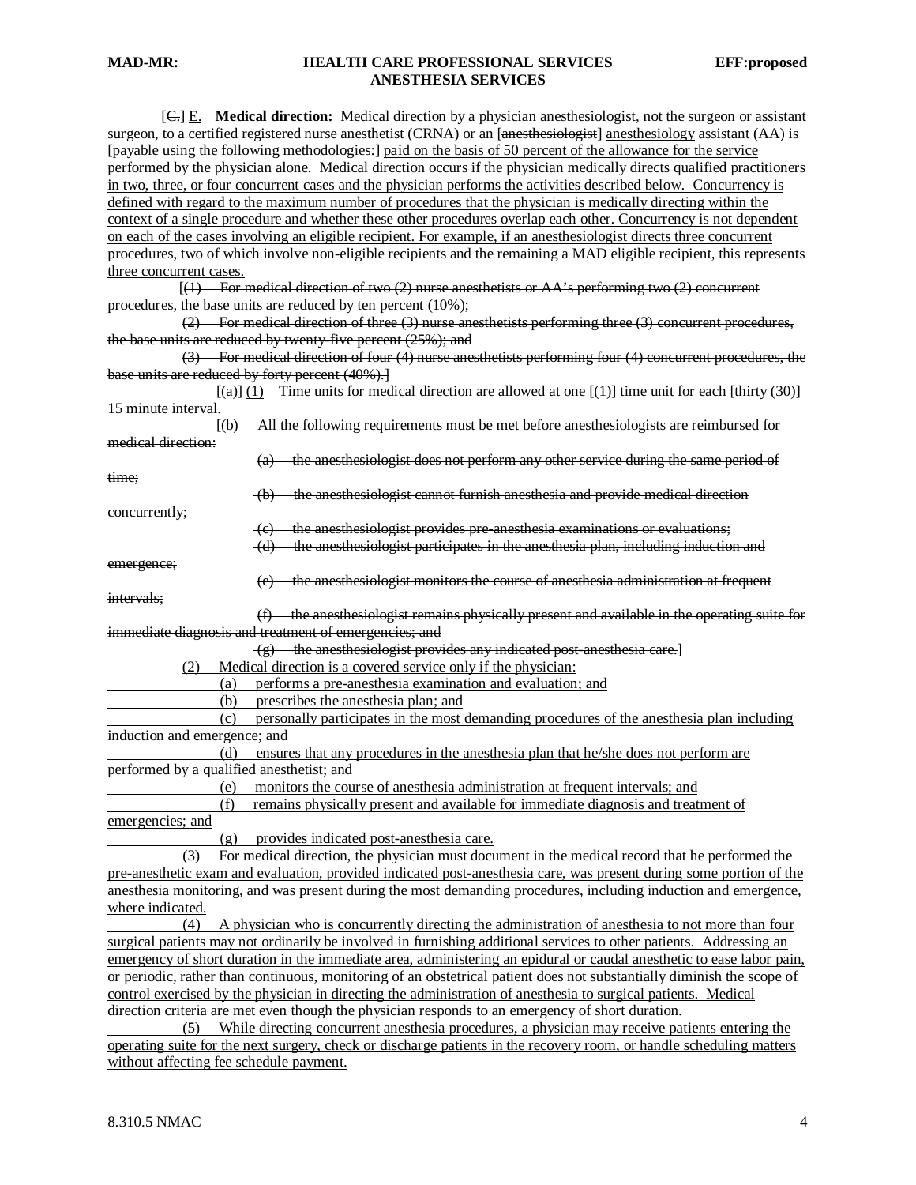[C.] E. **Medical direction:** Medical direction by a physician anesthesiologist, not the surgeon or assistant surgeon, to a certified registered nurse anesthetist (CRNA) or an [anesthesiologist] anesthesiology assistant (AA) is [payable using the following methodologies:] paid on the basis of 50 percent of the allowance for the service performed by the physician alone. Medical direction occurs if the physician medically directs qualified practitioners in two, three, or four concurrent cases and the physician performs the activities described below. Concurrency is defined with regard to the maximum number of procedures that the physician is medically directing within the context of a single procedure and whether these other procedures overlap each other. Concurrency is not dependent on each of the cases involving an eligible recipient. For example, if an anesthesiologist directs three concurrent procedures, two of which involve non-eligible recipients and the remaining a MAD eligible recipient, this represents three concurrent cases.

[(1) For medical direction of two (2) nurse anesthetists or AA's performing two (2) concurrent procedures, the base units are reduced by ten percent (10%);

(2) For medical direction of three (3) nurse anesthetists performing three (3) concurrent procedures, the base units are reduced by twenty-five percent (25%); and

(3) For medical direction of four (4) nurse anesthetists performing four (4) concurrent procedures, the base units are reduced by forty percent (40%).]

[(a)] (1) Time units for medical direction are allowed at one [(1)] time unit for each [thirty (30)] 15 minute interval.

[(b) All the following requirements must be met before anesthesiologists are reimbursed for medical direction:

(a) the anesthesiologist does not perform any other service during the same period of time;

(b) the anesthesiologist cannot furnish anesthesia and provide medical direction concurrently;

(c) the anesthesiologist provides pre-anesthesia examinations or evaluations;

(d) the anesthesiologist participates in the anesthesia plan, including induction and emergence;

(e) the anesthesiologist monitors the course of anesthesia administration at frequent intervals;

(f) the anesthesiologist remains physically present and available in the operating suite for immediate diagnosis and treatment of emergencies; and

(g) the anesthesiologist provides any indicated post-anesthesia care.]

(2) Medical direction is a covered service only if the physician:

(a) performs a pre-anesthesia examination and evaluation; and

(b) prescribes the anesthesia plan; and

(c) personally participates in the most demanding procedures of the anesthesia plan including induction and emergence; and

(d) ensures that any procedures in the anesthesia plan that he/she does not perform are performed by a qualified anesthetist; and

(e) monitors the course of anesthesia administration at frequent intervals; and

(f) remains physically present and available for immediate diagnosis and treatment of emergencies; and

(g) provides indicated post-anesthesia care.

(3) For medical direction, the physician must document in the medical record that he performed the pre-anesthetic exam and evaluation, provided indicated post-anesthesia care, was present during some portion of the anesthesia monitoring, and was present during the most demanding procedures, including induction and emergence, where indicated.

(4) A physician who is concurrently directing the administration of anesthesia to not more than four surgical patients may not ordinarily be involved in furnishing additional services to other patients. Addressing an emergency of short duration in the immediate area, administering an epidural or caudal anesthetic to ease labor pain, or periodic, rather than continuous, monitoring of an obstetrical patient does not substantially diminish the scope of control exercised by the physician in directing the administration of anesthesia to surgical patients. Medical direction criteria are met even though the physician responds to an emergency of short duration.

(5) While directing concurrent anesthesia procedures, a physician may receive patients entering the operating suite for the next surgery, check or discharge patients in the recovery room, or handle scheduling matters without affecting fee schedule payment.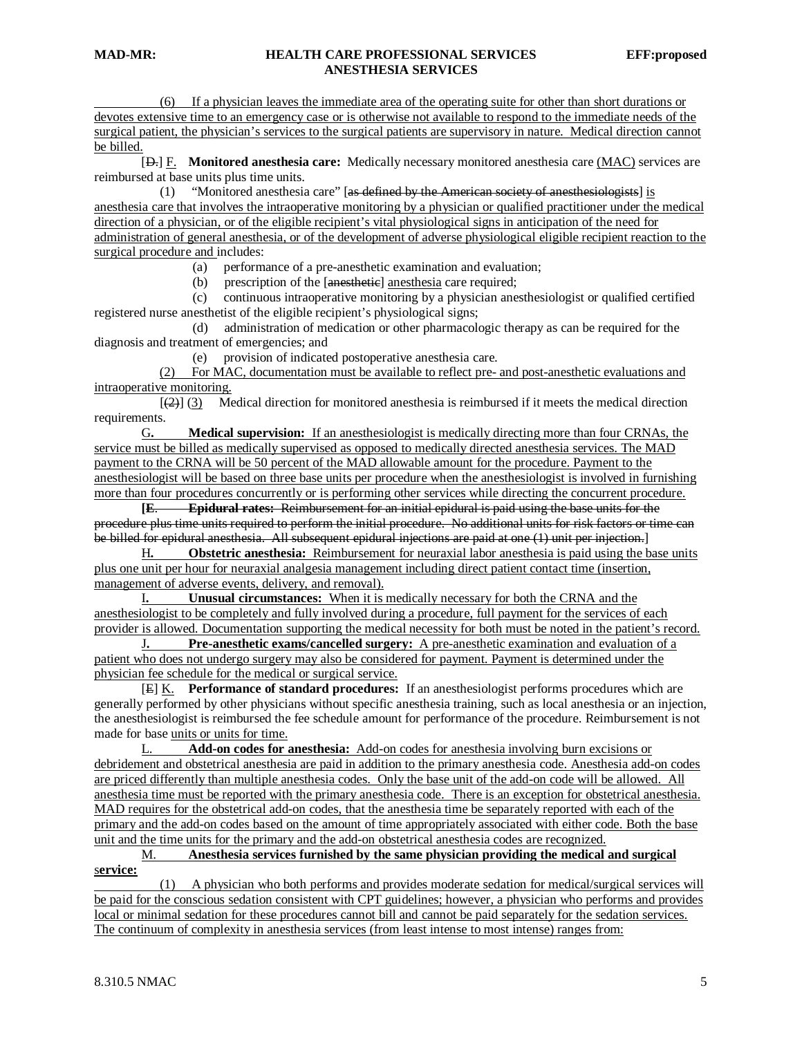(6) If a physician leaves the immediate area of the operating suite for other than short durations or devotes extensive time to an emergency case or is otherwise not available to respond to the immediate needs of the surgical patient, the physician's services to the surgical patients are supervisory in nature. Medical direction cannot be billed.

[D.] F. **Monitored anesthesia care:** Medically necessary monitored anesthesia care (MAC) services are reimbursed at base units plus time units.

(1) "Monitored anesthesia care" [as defined by the American society of anesthesiologists] is anesthesia care that involves the intraoperative monitoring by a physician or qualified practitioner under the medical direction of a physician, or of the eligible recipient's vital physiological signs in anticipation of the need for administration of general anesthesia, or of the development of adverse physiological eligible recipient reaction to the surgical procedure and includes:

(a) performance of a pre-anesthetic examination and evaluation;

(b) prescription of the [anesthetic] anesthesia care required;

(c) continuous intraoperative monitoring by a physician anesthesiologist or qualified certified registered nurse anesthetist of the eligible recipient's physiological signs;

(d) administration of medication or other pharmacologic therapy as can be required for the diagnosis and treatment of emergencies; and

(e) provision of indicated postoperative anesthesia care.

(2) For MAC, documentation must be available to reflect pre- and post-anesthetic evaluations and intraoperative monitoring.

[(2)] (3) Medical direction for monitored anesthesia is reimbursed if it meets the medical direction requirements.

G. **Medical supervision:** If an anesthesiologist is medically directing more than four CRNAs, the service must be billed as medically supervised as opposed to medically directed anesthesia services. The MAD payment to the CRNA will be 50 percent of the MAD allowable amount for the procedure. Payment to the anesthesiologist will be based on three base units per procedure when the anesthesiologist is involved in furnishing more than four procedures concurrently or is performing other services while directing the concurrent procedure.

[E. **Epidural rates:** Reimbursement for an initial epidural is paid using the base units for the procedure plus time units required to perform the initial procedure. No additional units for risk factors or time can be billed for epidural anesthesia. All subsequent epidural injections are paid at one (1) unit per injection.]

H. **Obstetric anesthesia:** Reimbursement for neuraxial labor anesthesia is paid using the base units plus one unit per hour for neuraxial analgesia management including direct patient contact time (insertion, management of adverse events, delivery, and removal).

I. **Unusual circumstances:** When it is medically necessary for both the CRNA and the anesthesiologist to be completely and fully involved during a procedure, full payment for the services of each provider is allowed. Documentation supporting the medical necessity for both must be noted in the patient's record.

J. **Pre-anesthetic exams/cancelled surgery:** A pre-anesthetic examination and evaluation of a patient who does not undergo surgery may also be considered for payment. Payment is determined under the physician fee schedule for the medical or surgical service.

[E] K. **Performance of standard procedures:** If an anesthesiologist performs procedures which are generally performed by other physicians without specific anesthesia training, such as local anesthesia or an injection, the anesthesiologist is reimbursed the fee schedule amount for performance of the procedure. Reimbursement is not made for base units or units for time.

L. **Add-on codes for anesthesia:** Add-on codes for anesthesia involving burn excisions or debridement and obstetrical anesthesia are paid in addition to the primary anesthesia code. Anesthesia add-on codes are priced differently than multiple anesthesia codes. Only the base unit of the add-on code will be allowed. All anesthesia time must be reported with the primary anesthesia code. There is an exception for obstetrical anesthesia. MAD requires for the obstetrical add-on codes, that the anesthesia time be separately reported with each of the primary and the add-on codes based on the amount of time appropriately associated with either code. Both the base unit and the time units for the primary and the add-on obstetrical anesthesia codes are recognized.

M. **Anesthesia services furnished by the same physician providing the medical and surgical service:**

(1) A physician who both performs and provides moderate sedation for medical/surgical services will be paid for the conscious sedation consistent with CPT guidelines; however, a physician who performs and provides local or minimal sedation for these procedures cannot bill and cannot be paid separately for the sedation services. The continuum of complexity in anesthesia services (from least intense to most intense) ranges from: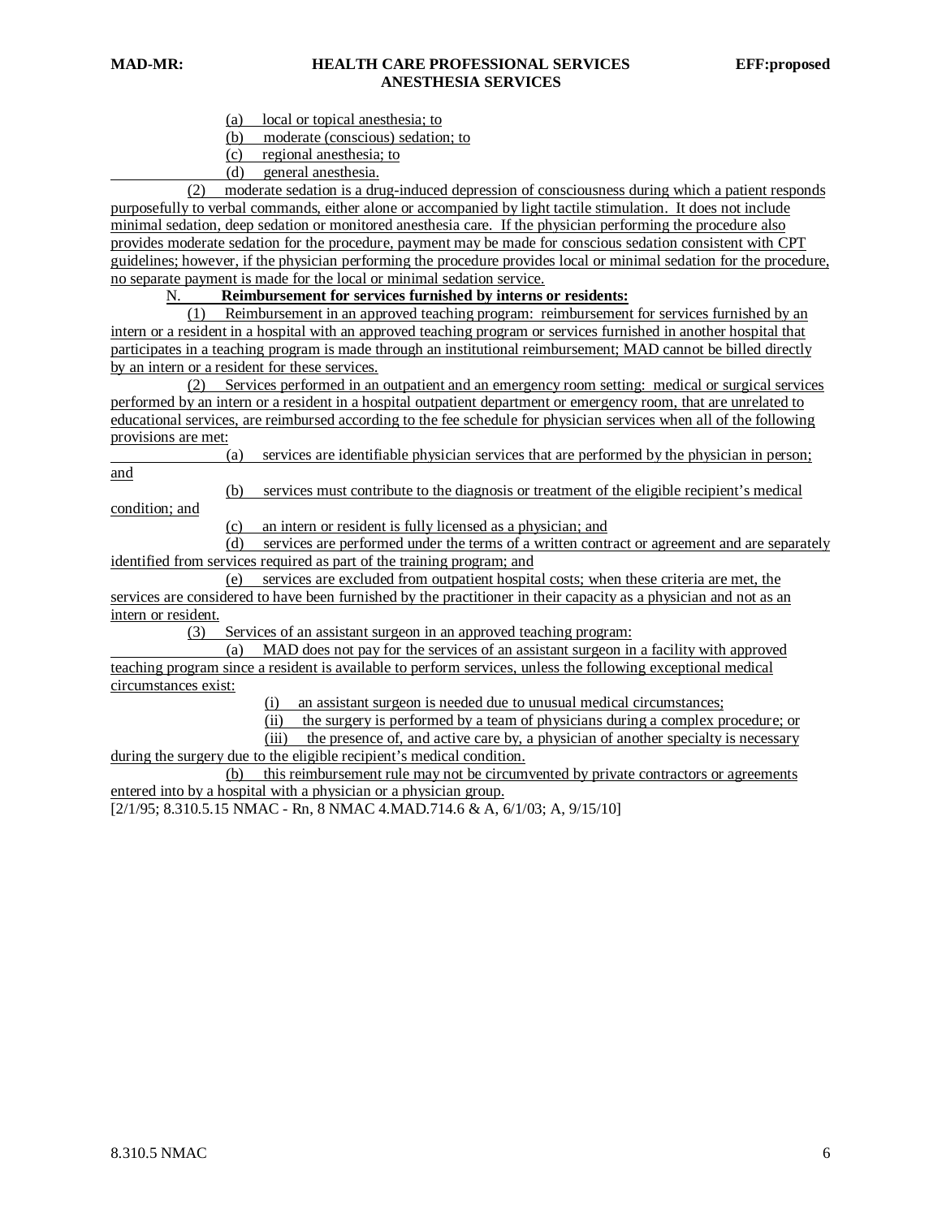(a) local or topical anesthesia; to

(b) moderate (conscious) sedation; to

(c) regional anesthesia; to

(d) general anesthesia.

(2) moderate sedation is a drug-induced depression of consciousness during which a patient responds purposefully to verbal commands, either alone or accompanied by light tactile stimulation. It does not include minimal sedation, deep sedation or monitored anesthesia care. If the physician performing the procedure also provides moderate sedation for the procedure, payment may be made for conscious sedation consistent with CPT guidelines; however, if the physician performing the procedure provides local or minimal sedation for the procedure, no separate payment is made for the local or minimal sedation service.

N. **Reimbursement for services furnished by interns or residents:**

(1) Reimbursement in an approved teaching program: reimbursement for services furnished by an intern or a resident in a hospital with an approved teaching program or services furnished in another hospital that participates in a teaching program is made through an institutional reimbursement; MAD cannot be billed directly by an intern or a resident for these services.

(2) Services performed in an outpatient and an emergency room setting: medical or surgical services performed by an intern or a resident in a hospital outpatient department or emergency room, that are unrelated to educational services, are reimbursed according to the fee schedule for physician services when all of the following provisions are met:

(a) services are identifiable physician services that are performed by the physician in person; and

(b) services must contribute to the diagnosis or treatment of the eligible recipient's medical condition; and

(c) an intern or resident is fully licensed as a physician; and

(d) services are performed under the terms of a written contract or agreement and are separately identified from services required as part of the training program; and

(e) services are excluded from outpatient hospital costs; when these criteria are met, the services are considered to have been furnished by the practitioner in their capacity as a physician and not as an intern or resident.

(3) Services of an assistant surgeon in an approved teaching program:

(a) MAD does not pay for the services of an assistant surgeon in a facility with approved teaching program since a resident is available to perform services, unless the following exceptional medical circumstances exist:

(i) an assistant surgeon is needed due to unusual medical circumstances;

(ii) the surgery is performed by a team of physicians during a complex procedure; or

(iii) the presence of, and active care by, a physician of another specialty is necessary during the surgery due to the eligible recipient's medical condition.

(b) this reimbursement rule may not be circumvented by private contractors or agreements entered into by a hospital with a physician or a physician group.

[2/1/95; 8.310.5.15 NMAC - Rn, 8 NMAC 4.MAD.714.6 & A, 6/1/03; A, 9/15/10]